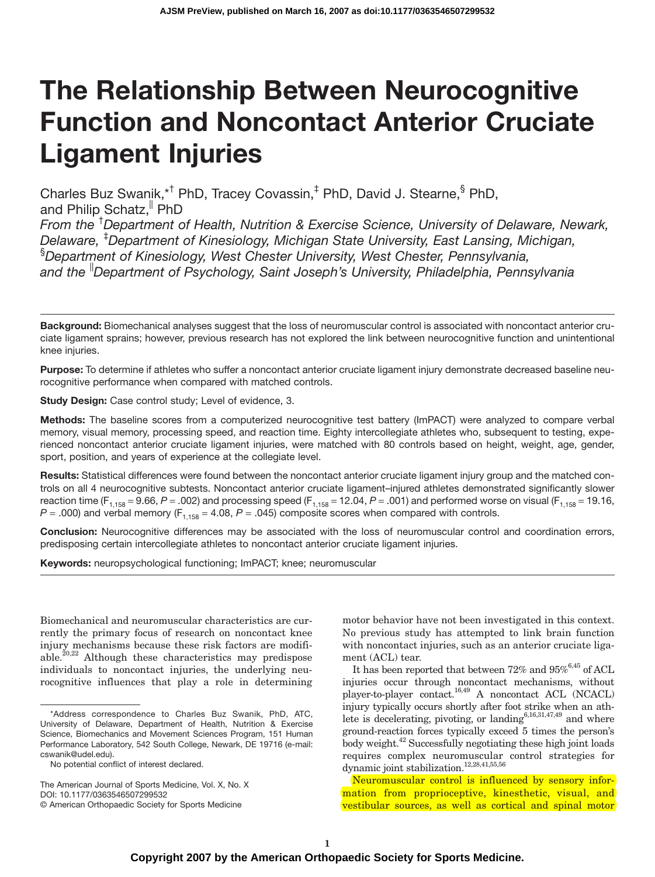# The Relationship Between Neurocognitive Function and Noncontact Anterior Cruciate Ligament Injuries

Charles Buz Swanik,*† PhD, Tracey Covassin,‡ PhD, David J. Stearne,§ PhD, and Philip Schatz,‖ PhD

*From the †Department of Health, Nutrition & Exercise Science, University of Delaware, Newark, Delaware, ‡Department of Kinesiology, Michigan State University, East Lansing, Michigan, §Department of Kinesiology, West Chester University, West Chester, Pennsylvania, and the ‖Department of Psychology, Saint Joseph's University, Philadelphia, Pennsylvania*

**Background:** Biomechanical analyses suggest that the loss of neuromuscular control is associated with noncontact anterior cruciate ligament sprains; however, previous research has not explored the link between neurocognitive function and unintentional knee injuries.

**Purpose:** To determine if athletes who suffer a noncontact anterior cruciate ligament injury demonstrate decreased baseline neurocognitive performance when compared with matched controls.

**Study Design:** Case control study; Level of evidence, 3.

**Methods:** The baseline scores from a computerized neurocognitive test battery (ImPACT) were analyzed to compare verbal memory, visual memory, processing speed, and reaction time. Eighty intercollegiate athletes who, subsequent to testing, experienced noncontact anterior cruciate ligament injuries, were matched with 80 controls based on height, weight, age, gender, sport, position, and years of experience at the collegiate level.

**Results:** Statistical differences were found between the noncontact anterior cruciate ligament injury group and the matched controls on all 4 neurocognitive subtests. Noncontact anterior cruciate ligament–injured athletes demonstrated significantly slower reaction time ($F_{1,158} = 9.66$, $P = .002$) and processing speed ($F_{1,158} = 12.04$, $P = .001$) and performed worse on visual ($F_{1,158} = 19.16$, $P = .000$) and verbal memory ($F_{1,158} = 4.08$, $P = .045$) composite scores when compared with controls.

**Conclusion:** Neurocognitive differences may be associated with the loss of neuromuscular control and coordination errors, predisposing certain intercollegiate athletes to noncontact anterior cruciate ligament injuries.

**Keywords:** neuropsychological functioning; ImPACT; knee; neuromuscular

Biomechanical and neuromuscular characteristics are currently the primary focus of research on noncontact knee injury mechanisms because these risk factors are modifiable.[20,22] Although these characteristics may predispose individuals to noncontact injuries, the underlying neurocognitive influences that play a role in determining motor behavior have not been investigated in this context. No previous study has attempted to link brain function with noncontact injuries, such as an anterior cruciate ligament (ACL) tear.

It has been reported that between 72% and 95%[6,45] of ACL injuries occur through noncontact mechanisms, without player-to-player contact.[16,49] A noncontact ACL (NCACL) injury typically occurs shortly after foot strike when an athlete is decelerating, pivoting, or landing[6,16,31,47,49] and where ground-reaction forces typically exceed 5 times the person's body weight.[42] Successfully negotiating these high joint loads requires complex neuromuscular control strategies for dynamic joint stabilization.[12,28,41,55,56]

Neuromuscular control is influenced by sensory information from proprioceptive, kinesthetic, visual, and vestibular sources, as well as cortical and spinal motor

*Address correspondence to Charles Buz Swanik, PhD, ATC, University of Delaware, Department of Health, Nutrition & Exercise Science, Biomechanics and Movement Sciences Program, 151 Human Performance Laboratory, 542 South College, Newark, DE 19716 (e-mail: cswanik@udel.edu).

No potential conflict of interest declared.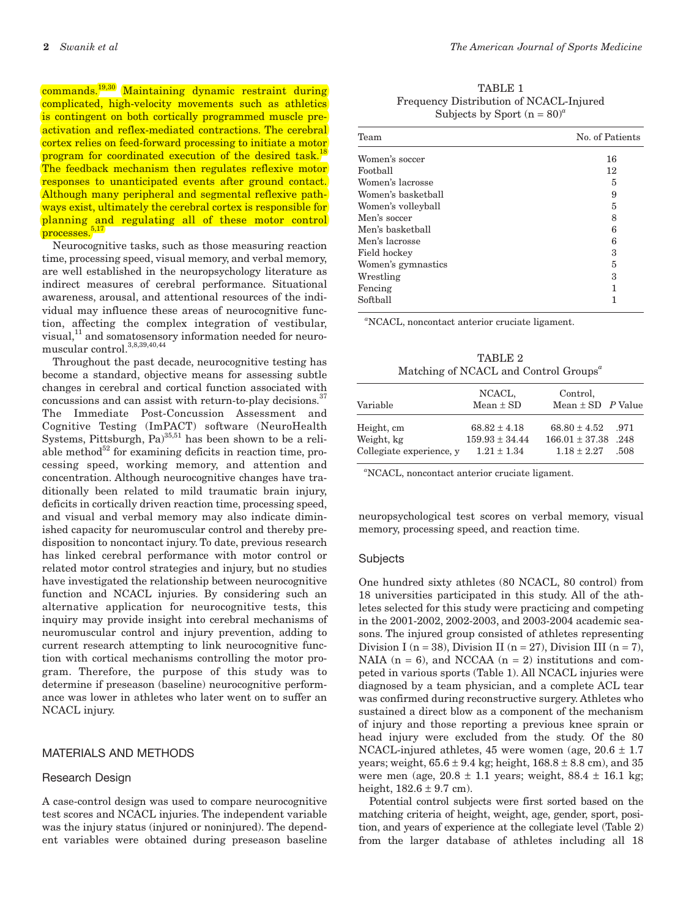commands.[19,30] Maintaining dynamic restraint during complicated, high-velocity movements such as athletics is contingent on both cortically programmed muscle preactivation and reflex-mediated contractions. The cerebral cortex relies on feed-forward processing to initiate a motor program for coordinated execution of the desired task.[18] The feedback mechanism then regulates reflexive motor responses to unanticipated events after ground contact. Although many peripheral and segmental reflexive pathways exist, ultimately the cerebral cortex is responsible for planning and regulating all of these motor control processes.[5,17]

Neurocognitive tasks, such as those measuring reaction time, processing speed, visual memory, and verbal memory, are well established in the neuropsychology literature as indirect measures of cerebral performance. Situational awareness, arousal, and attentional resources of the individual may influence these areas of neurocognitive function, affecting the complex integration of vestibular, visual,[11] and somatosensory information needed for neuromuscular control.[3,8,39,40,44]

Throughout the past decade, neurocognitive testing has become a standard, objective means for assessing subtle changes in cerebral and cortical function associated with concussions and can assist with return-to-play decisions.[37] The Immediate Post-Concussion Assessment and Cognitive Testing (ImPACT) software (NeuroHealth Systems, Pittsburgh, Pa)[35,51] has been shown to be a reliable method[52] for examining deficits in reaction time, processing speed, working memory, and attention and concentration. Although neurocognitive changes have traditionally been related to mild traumatic brain injury, deficits in cortically driven reaction time, processing speed, and visual and verbal memory may also indicate diminished capacity for neuromuscular control and thereby predisposition to noncontact injury. To date, previous research has linked cerebral performance with motor control or related motor control strategies and injury, but no studies have investigated the relationship between neurocognitive function and NCACL injuries. By considering such an alternative application for neurocognitive tests, this inquiry may provide insight into cerebral mechanisms of neuromuscular control and injury prevention, adding to current research attempting to link neurocognitive function with cortical mechanisms controlling the motor program. Therefore, the purpose of this study was to determine if preseason (baseline) neurocognitive performance was lower in athletes who later went on to suffer an NCACL injury.

## MATERIALS AND METHODS

### Research Design

A case-control design was used to compare neurocognitive test scores and NCACL injuries. The independent variable was the injury status (injured or noninjured). The dependent variables were obtained during preseason baseline neuropsychological test scores on verbal memory, visual memory, processing speed, and reaction time.

TABLE 1
Frequency Distribution of NCACL-Injured Subjects by Sport (n = 80)[a]

| Team | No. of Patients |
|---|---|
| Women's soccer | 16 |
| Football | 12 |
| Women's lacrosse | 5 |
| Women's basketball | 9 |
| Women's volleyball | 5 |
| Men's soccer | 8 |
| Men's basketball | 6 |
| Men's lacrosse | 6 |
| Field hockey | 3 |
| Women's gymnastics | 5 |
| Wrestling | 3 |
| Fencing | 1 |
| Softball | 1 |

[a]NCACL, noncontact anterior cruciate ligament.

TABLE 2
Matching of NCACL and Control Groups[a]

| Variable | NCACL, Mean ± SD | Control, Mean ± SD | *P* Value |
|---|---|---|---|
| Height, cm | 68.82 ± 4.18 | 68.80 ± 4.52 | .971 |
| Weight, kg | 159.93 ± 34.44 | 166.01 ± 37.38 | .248 |
| Collegiate experience, y | 1.21 ± 1.34 | 1.18 ± 2.27 | .508 |

[a]NCACL, noncontact anterior cruciate ligament.

### Subjects

One hundred sixty athletes (80 NCACL, 80 control) from 18 universities participated in this study. All of the athletes selected for this study were practicing and competing in the 2001-2002, 2002-2003, and 2003-2004 academic seasons. The injured group consisted of athletes representing Division I (n = 38), Division II (n = 27), Division III (n = 7), NAIA (n = 6), and NCCAA (n = 2) institutions and competed in various sports (Table 1). All NCACL injuries were diagnosed by a team physician, and a complete ACL tear was confirmed during reconstructive surgery. Athletes who sustained a direct blow as a component of the mechanism of injury and those reporting a previous knee sprain or head injury were excluded from the study. Of the 80 NCACL-injured athletes, 45 were women (age, 20.6 ± 1.7 years; weight, 65.6 ± 9.4 kg; height, 168.8 ± 8.8 cm), and 35 were men (age, 20.8 ± 1.1 years; weight, 88.4 ± 16.1 kg; height, 182.6 ± 9.7 cm).

Potential control subjects were first sorted based on the matching criteria of height, weight, age, gender, sport, position, and years of experience at the collegiate level (Table 2) from the larger database of athletes including all 18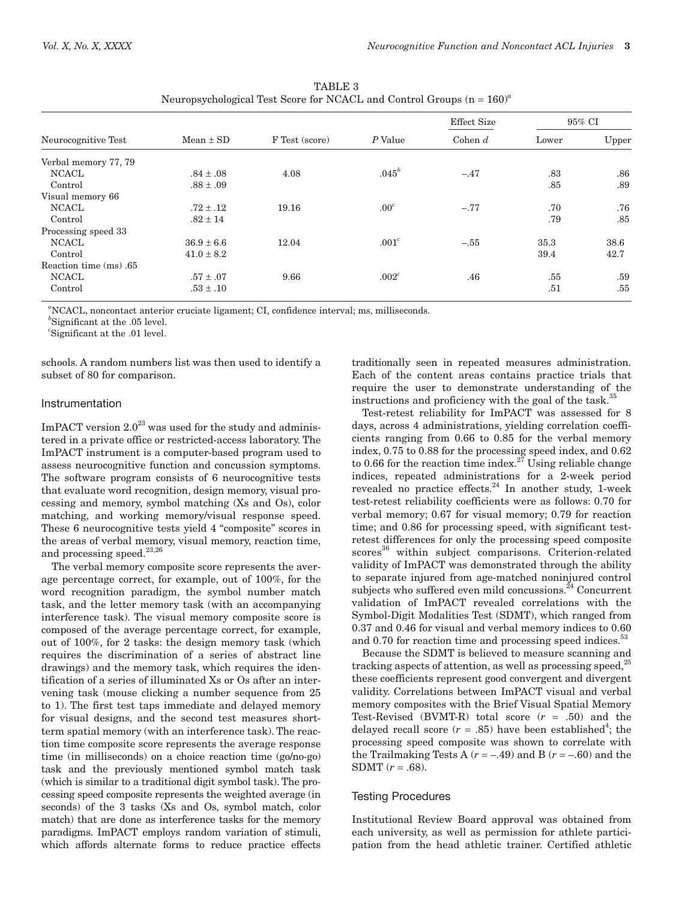TABLE 3
Neuropsychological Test Score for NCACL and Control Groups (n = 160)[a]

| Neurocognitive Test | Mean ± SD | F Test (score) | *P* Value | Effect Size | 95% CI | |
|---|---|---|---|---|---|---|
| | | | | Cohen *d* | Lower | Upper |
| Verbal memory 77, 79 | | | | | | |
| NCACL | .84 ± .08 | 4.08 | .045[b] | −.47 | .83 | .86 |
| Control | .88 ± .09 | | | | .85 | .89 |
| Visual memory 66 | | | | | | |
| NCACL | .72 ± .12 | 19.16 | .00[c] | −.77 | .70 | .76 |
| Control | .82 ± 14 | | | | .79 | .85 |
| Processing speed 33 | | | | | | |
| NCACL | 36.9 ± 6.6 | 12.04 | .001[c] | −.55 | 35.3 | 38.6 |
| Control | 41.0 ± 8.2 | | | | 39.4 | 42.7 |
| Reaction time (ms) .65 | | | | | | |
| NCACL | .57 ± .07 | 9.66 | .002[c] | .46 | .55 | .59 |
| Control | .53 ± .10 | | | | .51 | .55 |

[a]NCACL, noncontact anterior cruciate ligament; CI, confidence interval; ms, milliseconds.
[b]Significant at the .05 level.
[c]Significant at the .01 level.

schools. A random numbers list was then used to identify a subset of 80 for comparison.

## Instrumentation

ImPACT version 2.0[23] was used for the study and administered in a private office or restricted-access laboratory. The ImPACT instrument is a computer-based program used to assess neurocognitive function and concussion symptoms. The software program consists of 6 neurocognitive tests that evaluate word recognition, design memory, visual processing and memory, symbol matching (Xs and Os), color matching, and working memory/visual response speed. These 6 neurocognitive tests yield 4 "composite" scores in the areas of verbal memory, visual memory, reaction time, and processing speed.[23,26]

The verbal memory composite score represents the average percentage correct, for example, out of 100%, for the word recognition paradigm, the symbol number match task, and the letter memory task (with an accompanying interference task). The visual memory composite score is composed of the average percentage correct, for example, out of 100%, for 2 tasks: the design memory task (which requires the discrimination of a series of abstract line drawings) and the memory task, which requires the identification of a series of illuminated Xs or Os after an intervening task (mouse clicking a number sequence from 25 to 1). The first test taps immediate and delayed memory for visual designs, and the second test measures short-term spatial memory (with an interference task). The reaction time composite score represents the average response time (in milliseconds) on a choice reaction time (go/no-go) task and the previously mentioned symbol match task (which is similar to a traditional digit symbol task). The processing speed composite represents the weighted average (in seconds) of the 3 tasks (Xs and Os, symbol match, color match) that are done as interference tasks for the memory paradigms. ImPACT employs random variation of stimuli, which affords alternate forms to reduce practice effects traditionally seen in repeated measures administration. Each of the content areas contains practice trials that require the user to demonstrate understanding of the instructions and proficiency with the goal of the task.[35]

Test-retest reliability for ImPACT was assessed for 8 days, across 4 administrations, yielding correlation coefficients ranging from 0.66 to 0.85 for the verbal memory index, 0.75 to 0.88 for the processing speed index, and 0.62 to 0.66 for the reaction time index.[27] Using reliable change indices, repeated administrations for a 2-week period revealed no practice effects.[24] In another study, 1-week test-retest reliability coefficients were as follows: 0.70 for verbal memory; 0.67 for visual memory; 0.79 for reaction time; and 0.86 for processing speed, with significant test-retest differences for only the processing speed composite scores[36] within subject comparisons. Criterion-related validity of ImPACT was demonstrated through the ability to separate injured from age-matched noninjured control subjects who suffered even mild concussions.[24] Concurrent validation of ImPACT revealed correlations with the Symbol-Digit Modalities Test (SDMT), which ranged from 0.37 and 0.46 for visual and verbal memory indices to 0.60 and 0.70 for reaction time and processing speed indices.[53]

Because the SDMT is believed to measure scanning and tracking aspects of attention, as well as processing speed,[25] these coefficients represent good convergent and divergent validity. Correlations between ImPACT visual and verbal memory composites with the Brief Visual Spatial Memory Test-Revised (BVMT-R) total score ($r$ = .50) and the delayed recall score ($r$ = .85) have been established[4]; the processing speed composite was shown to correlate with the Trailmaking Tests A ($r$ = −.49) and B ($r$ = −.60) and the SDMT ($r$ = .68).

## Testing Procedures

Institutional Review Board approval was obtained from each university, as well as permission for athlete participation from the head athletic trainer. Certified athletic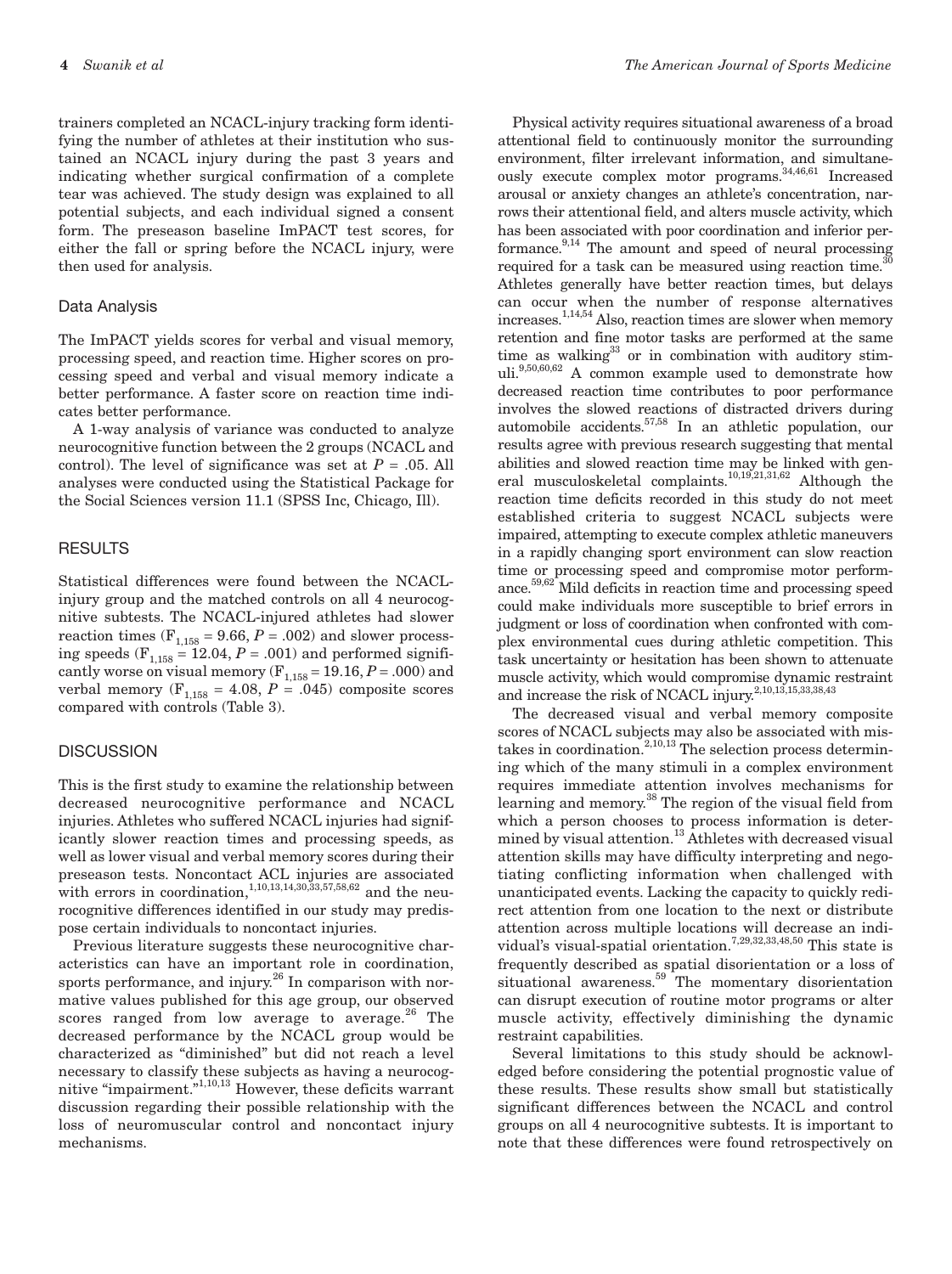trainers completed an NCACL-injury tracking form identifying the number of athletes at their institution who sustained an NCACL injury during the past 3 years and indicating whether surgical confirmation of a complete tear was achieved. The study design was explained to all potential subjects, and each individual signed a consent form. The preseason baseline ImPACT test scores, for either the fall or spring before the NCACL injury, were then used for analysis.

## Data Analysis

The ImPACT yields scores for verbal and visual memory, processing speed, and reaction time. Higher scores on processing speed and verbal and visual memory indicate a better performance. A faster score on reaction time indicates better performance.

A 1-way analysis of variance was conducted to analyze neurocognitive function between the 2 groups (NCACL and control). The level of significance was set at $P = .05$. All analyses were conducted using the Statistical Package for the Social Sciences version 11.1 (SPSS Inc, Chicago, Ill).

## RESULTS

Statistical differences were found between the NCACL-injury group and the matched controls on all 4 neurocognitive subtests. The NCACL-injured athletes had slower reaction times ($F_{1,158} = 9.66$, $P = .002$) and slower processing speeds ($F_{1,158} = 12.04$, $P = .001$) and performed significantly worse on visual memory ($F_{1,158} = 19.16$, $P = .000$) and verbal memory ($F_{1,158} = 4.08$, $P = .045$) composite scores compared with controls (Table 3).

## DISCUSSION

This is the first study to examine the relationship between decreased neurocognitive performance and NCACL injuries. Athletes who suffered NCACL injuries had significantly slower reaction times and processing speeds, as well as lower visual and verbal memory scores during their preseason tests. Noncontact ACL injuries are associated with errors in coordination,[1,10,13,14,30,33,57,58,62] and the neurocognitive differences identified in our study may predispose certain individuals to noncontact injuries.

Previous literature suggests these neurocognitive characteristics can have an important role in coordination, sports performance, and injury.[26] In comparison with normative values published for this age group, our observed scores ranged from low average to average.[26] The decreased performance by the NCACL group would be characterized as "diminished" but did not reach a level necessary to classify these subjects as having a neurocognitive "impairment."[1,10,13] However, these deficits warrant discussion regarding their possible relationship with the loss of neuromuscular control and noncontact injury mechanisms.

Physical activity requires situational awareness of a broad attentional field to continuously monitor the surrounding environment, filter irrelevant information, and simultaneously execute complex motor programs.[34,46,61] Increased arousal or anxiety changes an athlete's concentration, narrows their attentional field, and alters muscle activity, which has been associated with poor coordination and inferior performance.[9,14] The amount and speed of neural processing required for a task can be measured using reaction time.[30] Athletes generally have better reaction times, but delays can occur when the number of response alternatives increases.[1,14,54] Also, reaction times are slower when memory retention and fine motor tasks are performed at the same time as walking[33] or in combination with auditory stimuli.[9,50,60,62] A common example used to demonstrate how decreased reaction time contributes to poor performance involves the slowed reactions of distracted drivers during automobile accidents.[57,58] In an athletic population, our results agree with previous research suggesting that mental abilities and slowed reaction time may be linked with general musculoskeletal complaints.[10,19,21,31,62] Although the reaction time deficits recorded in this study do not meet established criteria to suggest NCACL subjects were impaired, attempting to execute complex athletic maneuvers in a rapidly changing sport environment can slow reaction time or processing speed and compromise motor performance.[59,62] Mild deficits in reaction time and processing speed could make individuals more susceptible to brief errors in judgment or loss of coordination when confronted with complex environmental cues during athletic competition. This task uncertainty or hesitation has been shown to attenuate muscle activity, which would compromise dynamic restraint and increase the risk of NCACL injury.[2,10,13,15,33,38,43]

The decreased visual and verbal memory composite scores of NCACL subjects may also be associated with mistakes in coordination.[2,10,13] The selection process determining which of the many stimuli in a complex environment requires immediate attention involves mechanisms for learning and memory.[38] The region of the visual field from which a person chooses to process information is determined by visual attention.[13] Athletes with decreased visual attention skills may have difficulty interpreting and negotiating conflicting information when challenged with unanticipated events. Lacking the capacity to quickly redirect attention from one location to the next or distribute attention across multiple locations will decrease an individual's visual-spatial orientation.[7,29,32,33,48,50] This state is frequently described as spatial disorientation or a loss of situational awareness.[59] The momentary disorientation can disrupt execution of routine motor programs or alter muscle activity, effectively diminishing the dynamic restraint capabilities.

Several limitations to this study should be acknowledged before considering the potential prognostic value of these results. These results show small but statistically significant differences between the NCACL and control groups on all 4 neurocognitive subtests. It is important to note that these differences were found retrospectively on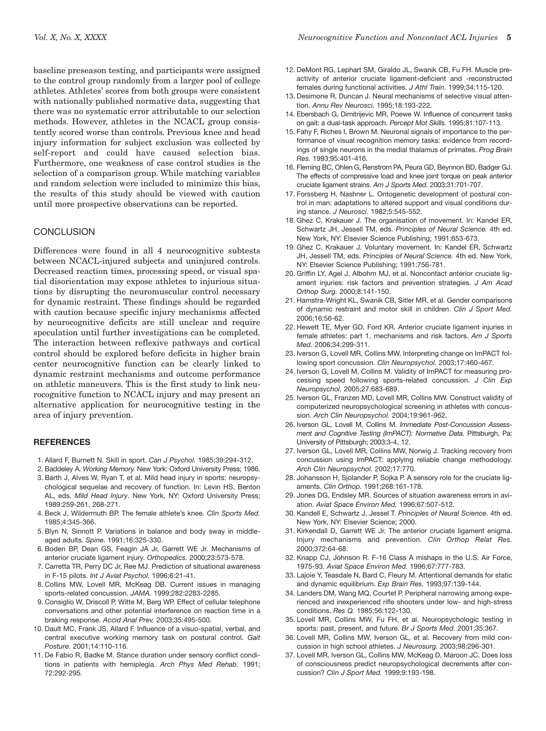baseline preseason testing, and participants were assigned to the control group randomly from a larger pool of college athletes. Athletes' scores from both groups were consistent with nationally published normative data, suggesting that there was no systematic error attributable to our selection methods. However, athletes in the NCACL group consistently scored worse than controls. Previous knee and head injury information for subject exclusion was collected by self-report and could have caused selection bias. Furthermore, one weakness of case control studies is the selection of a comparison group. While matching variables and random selection were included to minimize this bias, the results of this study should be viewed with caution until more prospective observations can be reported.

## CONCLUSION

Differences were found in all 4 neurocognitive subtests between NCACL-injured subjects and uninjured controls. Decreased reaction times, processing speed, or visual spatial disorientation may expose athletes to injurious situations by disrupting the neuromuscular control necessary for dynamic restraint. These findings should be regarded with caution because specific injury mechanisms affected by neurocognitive deficits are still unclear and require speculation until further investigations can be completed. The interaction between reflexive pathways and cortical control should be explored before deficits in higher brain center neurocognitive function can be clearly linked to dynamic restraint mechanisms and outcome performance on athletic maneuvers. This is the first study to link neurocognitive function to NCACL injury and may present an alternative application for neurocognitive testing in the area of injury prevention.

## REFERENCES

1. Allard F, Burnett N. Skill in sport. *Can J Psychol.* 1985;39:294-312.
2. Baddeley A. *Working Memory.* New York: Oxford University Press; 1986.
3. Barth J, Alves W, Ryan T, et al. Mild head injury in sports: neuropsychological sequelae and recovery of function. In: Levin HS, Benton AL, eds. *Mild Head Injury*. New York, NY: Oxford University Press; 1989:259-261, 268-271.
4. Beck J, Wildermuth BP. The female athlete's knee. *Clin Sports Med.* 1985;4:345-366.
5. Blyn N, Sinnott P. Variations in balance and body sway in middle-aged adults. *Spine.* 1991;16:325-330.
6. Boden BP, Dean GS, Feagin JA Jr, Garrett WE Jr. Mechanisms of anterior cruciate ligament injury. *Orthopedics.* 2000;23:573-578.
7. Carretta TR, Perry DC Jr, Ree MJ. Prediction of situational awareness in F-15 pilots. *Int J Aviat Psychol.* 1996;6:21-41.
8. Collins MW, Lovell MR, McKeag DB. Current issues in managing sports-related concussion. *JAMA.* 1999;282:2283-2285.
9. Consiglio W, Driscoll P, Witte M, Berg WP. Effect of cellular telephone conversations and other potential interference on reaction time in a braking response. *Accid Anal Prev.* 2003;35:495-500.
10. Dault MC, Frank JS, Allard F. Influence of a visuo-spatial, verbal, and central executive working memory task on postural control. *Gait Posture.* 2001;14:110-116.
11. De Fabio R, Badke M. Stance duration under sensory conflict conditions in patients with hemiplegia. *Arch Phys Med Rehab*. 1991; 72:292-295.
12. DeMont RG, Lephart SM, Giraldo JL, Swanik CB, Fu FH. Muscle preactivity of anterior cruciate ligament-deficient and -reconstructed females during functional activities. *J Athl Train.* 1999;34:115-120.
13. Desimone R, Duncan J. Neural mechanisms of selective visual attention. *Annu Rev Neurosci.* 1995;18:193-222.
14. Ebersbach G, Dimitrijevic MR, Poewe W. Influence of concurrent tasks on gait: a dual-task approach. *Percept Mot Skills.* 1995;81:107-113.
15. Fahy F, Riches I, Brown M. Neuronal signals of importance to the performance of visual recognition memory tasks: evidence from recordings of single neurons in the medial thalamus of primates. *Prog Brain Res.* 1993;95:401-416.
16. Fleming BC, Ohlen G, Renstrom PA, Peura GD, Beynnon BD, Badger GJ. The effects of compressive load and knee joint torque on peak anterior cruciate ligament strains. *Am J Sports Med.* 2003;31:701-707.
17. Forssberg H, Nashner L. Ontogenetic development of postural control in man: adaptations to altered support and visual conditions during stance. *J Neurosci.* 1982;5:545-552.
18. Ghez C, Krakauer J. The organisation of movement. In: Kandel ER, Schwartz JH, Jessell TM, eds. *Principles of Neural Science.* 4th ed. New York, NY: Elsevier Science Publishing; 1991:653-673.
19. Ghez C, Krakauer J. Voluntary movement. In: Kandel ER, Schwartz JH, Jessell TM, eds. *Principles of Neural Science.* 4th ed. New York, NY: Elsevier Science Publishing; 1991:756-781.
20. Griffin LY, Agel J, Albohm MJ, et al. Noncontact anterior cruciate ligament injuries: risk factors and prevention strategies. *J Am Acad Orthop Surg.* 2000;8:141-150.
21. Hamstra-Wright KL, Swanik CB, Sitler MR, et al. Gender comparisons of dynamic restraint and motor skill in children. *Clin J Sport Med.* 2006;16:56-62.
22. Hewett TE, Myer GD, Ford KR. Anterior cruciate ligament injuries in female athletes: part 1, mechanisms and risk factors. *Am J Sports Med.* 2006;34:299-311.
23. Iverson G, Lovell MR, Collins MW. Interpreting change on ImPACT following sport concussion. *Clin Neuropsychol.* 2003;17:460-467.
24. Iverson G, Lovell M, Collins M. Validity of ImPACT for measuring processing speed following sports-related concussion. *J Clin Exp Neuropsychol.* 2005;27:683-689.
25. Iverson GL, Franzen MD, Lovell MR, Collins MW. Construct validity of computerized neuropsychological screening in athletes with concussion. *Arch Clin Neuropsychol.* 2004;19:961-962.
26. Iverson GL, Lovell M, Collins M. *Immediate Post-Concussion Assessment and Cognitive Testing (ImPACT): Normative Data.* Pittsburgh, Pa: University of Pittsburgh; 2003:3-4, 12.
27. Iverson GL, Lovell MR, Collins MW, Norwig J. Tracking recovery from concussion using ImPACT: applying reliable change methodology. *Arch Clin Neuropsychol.* 2002;17:770.
28. Johansson H, Sjolander P, Sojka P. A sensory role for the cruciate ligaments. *Clin Orthop.* 1991;268:161-178.
29. Jones DG, Endsley MR. Sources of situation awareness errors in aviation. *Aviat Space Environ Med.* 1996;67:507-512.
30. Kandell E, Schwartz J, Jessel T. *Principles of Neural Science*. 4th ed. New York, NY: Elsevier Science; 2000.
31. Kirkendall D, Garrett WE Jr. The anterior cruciate ligament enigma. Injury mechanisms and prevention. *Clin Orthop Relat Res.* 2000;372:64-68.
32. Knapp CJ, Johnson R. F-16 Class A mishaps in the U.S. Air Force, 1975-93. *Aviat Space Environ Med.* 1996;67:777-783.
33. Lajoie Y, Teasdale N, Bard C, Fleury M. Attentional demands for static and dynamic equilibrium. *Exp Brain Res.* 1993;97:139-144.
34. Landers DM, Wang MQ, Courtet P. Peripheral narrowing among experienced and inexperienced rifle shooters under low- and high-stress conditions. *Res Q.* 1985;56:122-130.
35. Lovell MR, Collins MW, Fu FH, et al. Neuropsychologic testing in sports: past, present, and future. *Br J Sports Med.* 2001;35:367.
36. Lovell MR, Collins MW, Iverson GL, et al. Recovery from mild concussion in high school athletes. *J Neurosurg.* 2003;98:296-301.
37. Lovell MR, Iverson GL, Collins MW, McKeag D, Maroon JC. Does loss of consciousness predict neuropsychological decrements after concussion? *Clin J Sport Med.* 1999;9:193-198.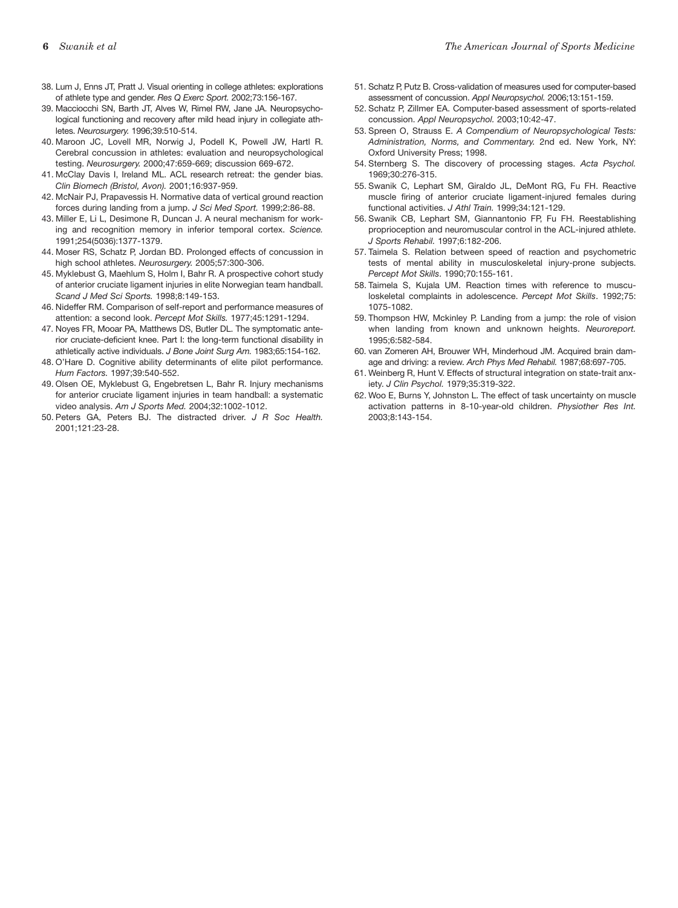38. Lum J, Enns JT, Pratt J. Visual orienting in college athletes: explorations of athlete type and gender. *Res Q Exerc Sport.* 2002;73:156-167.
39. Macciocchi SN, Barth JT, Alves W, Rimel RW, Jane JA. Neuropsychological functioning and recovery after mild head injury in collegiate athletes. *Neurosurgery.* 1996;39:510-514.
40. Maroon JC, Lovell MR, Norwig J, Podell K, Powell JW, Hartl R. Cerebral concussion in athletes: evaluation and neuropsychological testing. *Neurosurgery.* 2000;47:659-669; discussion 669-672.
41. McClay Davis I, Ireland ML. ACL research retreat: the gender bias. *Clin Biomech (Bristol, Avon).* 2001;16:937-959.
42. McNair PJ, Prapavessis H. Normative data of vertical ground reaction forces during landing from a jump. *J Sci Med Sport.* 1999;2:86-88.
43. Miller E, Li L, Desimone R, Duncan J. A neural mechanism for working and recognition memory in inferior temporal cortex. *Science.* 1991;254(5036):1377-1379.
44. Moser RS, Schatz P, Jordan BD. Prolonged effects of concussion in high school athletes. *Neurosurgery.* 2005;57:300-306.
45. Myklebust G, Maehlum S, Holm I, Bahr R. A prospective cohort study of anterior cruciate ligament injuries in elite Norwegian team handball. *Scand J Med Sci Sports.* 1998;8:149-153.
46. Nideffer RM. Comparison of self-report and performance measures of attention: a second look. *Percept Mot Skills.* 1977;45:1291-1294.
47. Noyes FR, Mooar PA, Matthews DS, Butler DL. The symptomatic anterior cruciate-deficient knee. Part I: the long-term functional disability in athletically active individuals. *J Bone Joint Surg Am.* 1983;65:154-162.
48. O'Hare D. Cognitive ability determinants of elite pilot performance. *Hum Factors.* 1997;39:540-552.
49. Olsen OE, Myklebust G, Engebretsen L, Bahr R. Injury mechanisms for anterior cruciate ligament injuries in team handball: a systematic video analysis. *Am J Sports Med.* 2004;32:1002-1012.
50. Peters GA, Peters BJ. The distracted driver. *J R Soc Health.* 2001;121:23-28.
51. Schatz P, Putz B. Cross-validation of measures used for computer-based assessment of concussion. *Appl Neuropsychol.* 2006;13:151-159.
52. Schatz P, Zillmer EA. Computer-based assessment of sports-related concussion. *Appl Neuropsychol.* 2003;10:42-47.
53. Spreen O, Strauss E. *A Compendium of Neuropsychological Tests: Administration, Norms, and Commentary.* 2nd ed. New York, NY: Oxford University Press; 1998.
54. Sternberg S. The discovery of processing stages. *Acta Psychol.* 1969;30:276-315.
55. Swanik C, Lephart SM, Giraldo JL, DeMont RG, Fu FH. Reactive muscle firing of anterior cruciate ligament-injured females during functional activities. *J Athl Train.* 1999;34:121-129.
56. Swanik CB, Lephart SM, Giannantonio FP, Fu FH. Reestablishing proprioception and neuromuscular control in the ACL-injured athlete. *J Sports Rehabil.* 1997;6:182-206.
57. Taimela S. Relation between speed of reaction and psychometric tests of mental ability in musculoskeletal injury-prone subjects. *Percept Mot Skills*. 1990;70:155-161.
58. Taimela S, Kujala UM. Reaction times with reference to musculoskeletal complaints in adolescence. *Percept Mot Skills*. 1992;75: 1075-1082.
59. Thompson HW, Mckinley P. Landing from a jump: the role of vision when landing from known and unknown heights. *Neuroreport.* 1995;6:582-584.
60. van Zomeren AH, Brouwer WH, Minderhoud JM. Acquired brain damage and driving: a review. *Arch Phys Med Rehabil.* 1987;68:697-705.
61. Weinberg R, Hunt V. Effects of structural integration on state-trait anxiety. *J Clin Psychol.* 1979;35:319-322.
62. Woo E, Burns Y, Johnston L. The effect of task uncertainty on muscle activation patterns in 8-10-year-old children. *Physiother Res Int.* 2003;8:143-154.